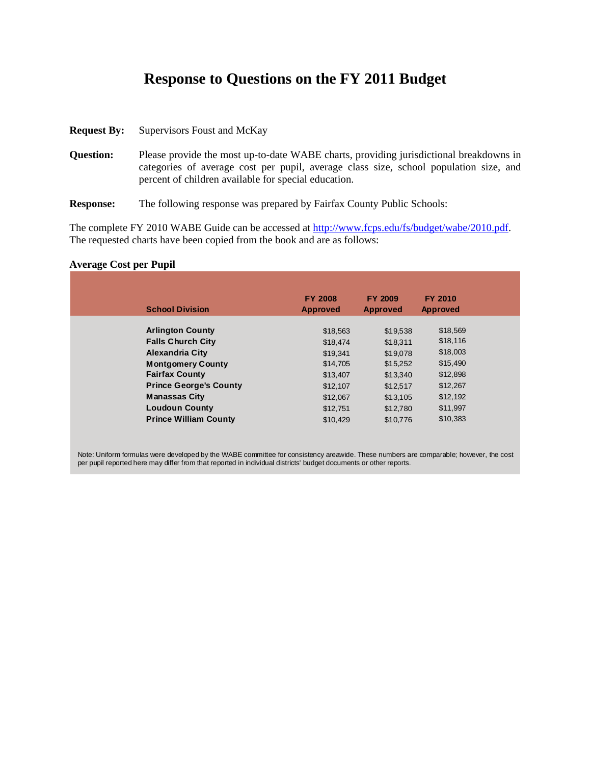# Response to Questions on the FY 2011 Budget

**Request By:** Supervisors Foust and McKay

**Question:** Please provide the most up-to-date WABE charts, providing jurisdictional breakdowns in categories of average cost per pupil, average class size, school population size, and percent of children available for special education.

**Response:** The following response was prepared by Fairfax County Public Schools:

The complete FY 2010 WABE Guide can be accessed at http://www.fcps.edu/fs/budget/wabe/2010.pdf. The requested charts have been copied from the book and are as follows:

**Average Cost per Pupil**

| School Division | FY 2008 Approved | FY 2009 Approved | FY 2010 Approved |
|---|---|---|---|
| **Arlington County** | $18,563 | $19,538 | $18,569 |
| **Falls Church City** | $18,474 | $18,311 | $18,116 |
| **Alexandria City** | $19,341 | $19,078 | $18,003 |
| **Montgomery County** | $14,705 | $15,252 | $15,490 |
| **Fairfax County** | $13,407 | $13,340 | $12,898 |
| **Prince George's County** | $12,107 | $12,517 | $12,267 |
| **Manassas City** | $12,067 | $13,105 | $12,192 |
| **Loudoun County** | $12,751 | $12,780 | $11,997 |
| **Prince William County** | $10,429 | $10,776 | $10,383 |

Note: Uniform formulas were developed by the WABE committee for consistency areawide. These numbers are comparable; however, the cost per pupil reported here may differ from that reported in individual districts' budget documents or other reports.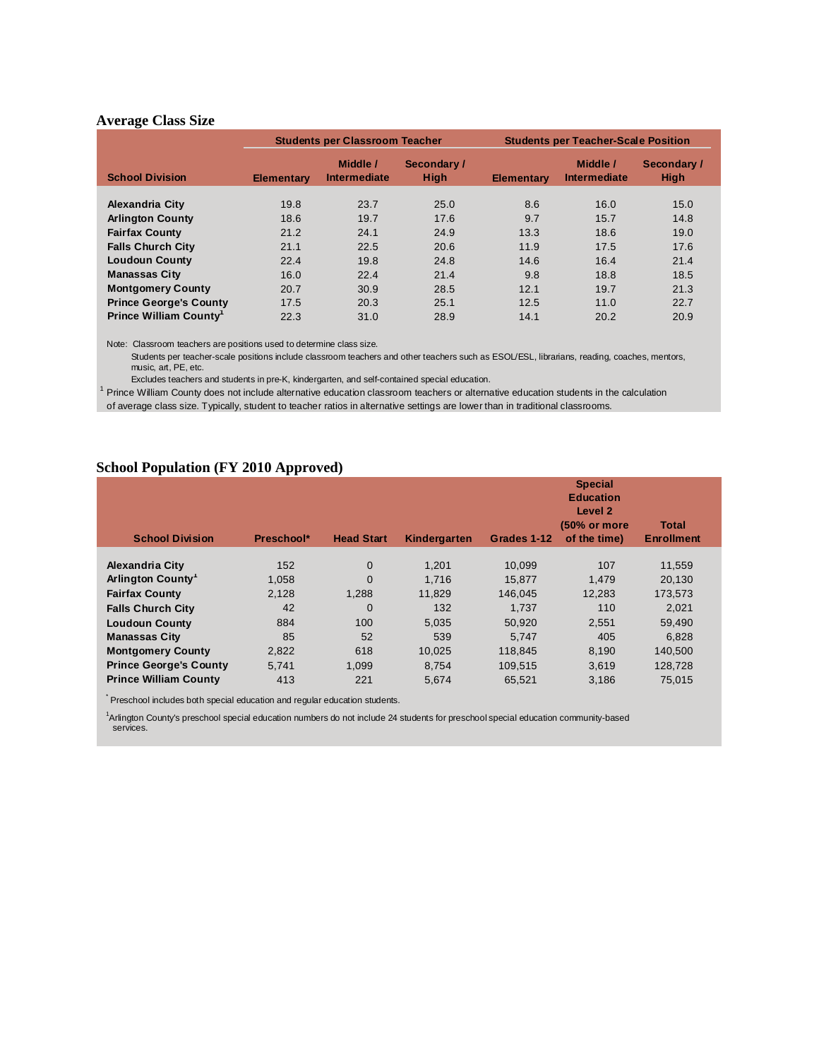## Average Class Size

| School Division | Students per Classroom Teacher | | | Students per Teacher-Scale Position | | |
|---|---|---|---|---|---|---|
| | Elementary | Middle / Intermediate | Secondary / High | Elementary | Middle / Intermediate | Secondary / High |
| **Alexandria City** | 19.8 | 23.7 | 25.0 | 8.6 | 16.0 | 15.0 |
| **Arlington County** | 18.6 | 19.7 | 17.6 | 9.7 | 15.7 | 14.8 |
| **Fairfax County** | 21.2 | 24.1 | 24.9 | 13.3 | 18.6 | 19.0 |
| **Falls Church City** | 21.1 | 22.5 | 20.6 | 11.9 | 17.5 | 17.6 |
| **Loudoun County** | 22.4 | 19.8 | 24.8 | 14.6 | 16.4 | 21.4 |
| **Manassas City** | 16.0 | 22.4 | 21.4 | 9.8 | 18.8 | 18.5 |
| **Montgomery County** | 20.7 | 30.9 | 28.5 | 12.1 | 19.7 | 21.3 |
| **Prince George's County** | 17.5 | 20.3 | 25.1 | 12.5 | 11.0 | 22.7 |
| **Prince William County**[1] | 22.3 | 31.0 | 28.9 | 14.1 | 20.2 | 20.9 |

Note: Classroom teachers are positions used to determine class size.

Students per teacher-scale positions include classroom teachers and other teachers such as ESOL/ESL, librarians, reading, coaches, mentors, music, art, PE, etc.

Excludes teachers and students in pre-K, kindergarten, and self-contained special education.

[1] Prince William County does not include alternative education classroom teachers or alternative education students in the calculation of average class size. Typically, student to teacher ratios in alternative settings are lower than in traditional classrooms.

## School Population (FY 2010 Approved)

| School Division | Preschool* | Head Start | Kindergarten | Grades 1-12 | Special Education Level 2 (50% or more of the time) | Total Enrollment |
|---|---|---|---|---|---|---|
| **Alexandria City** | 152 | 0 | 1,201 | 10,099 | 107 | 11,559 |
| **Arlington County**[1] | 1,058 | 0 | 1,716 | 15,877 | 1,479 | 20,130 |
| **Fairfax County** | 2,128 | 1,288 | 11,829 | 146,045 | 12,283 | 173,573 |
| **Falls Church City** | 42 | 0 | 132 | 1,737 | 110 | 2,021 |
| **Loudoun County** | 884 | 100 | 5,035 | 50,920 | 2,551 | 59,490 |
| **Manassas City** | 85 | 52 | 539 | 5,747 | 405 | 6,828 |
| **Montgomery County** | 2,822 | 618 | 10,025 | 118,845 | 8,190 | 140,500 |
| **Prince George's County** | 5,741 | 1,099 | 8,754 | 109,515 | 3,619 | 128,728 |
| **Prince William County** | 413 | 221 | 5,674 | 65,521 | 3,186 | 75,015 |

* Preschool includes both special education and regular education students.

[1] Arlington County's preschool special education numbers do not include 24 students for preschool special education community-based services.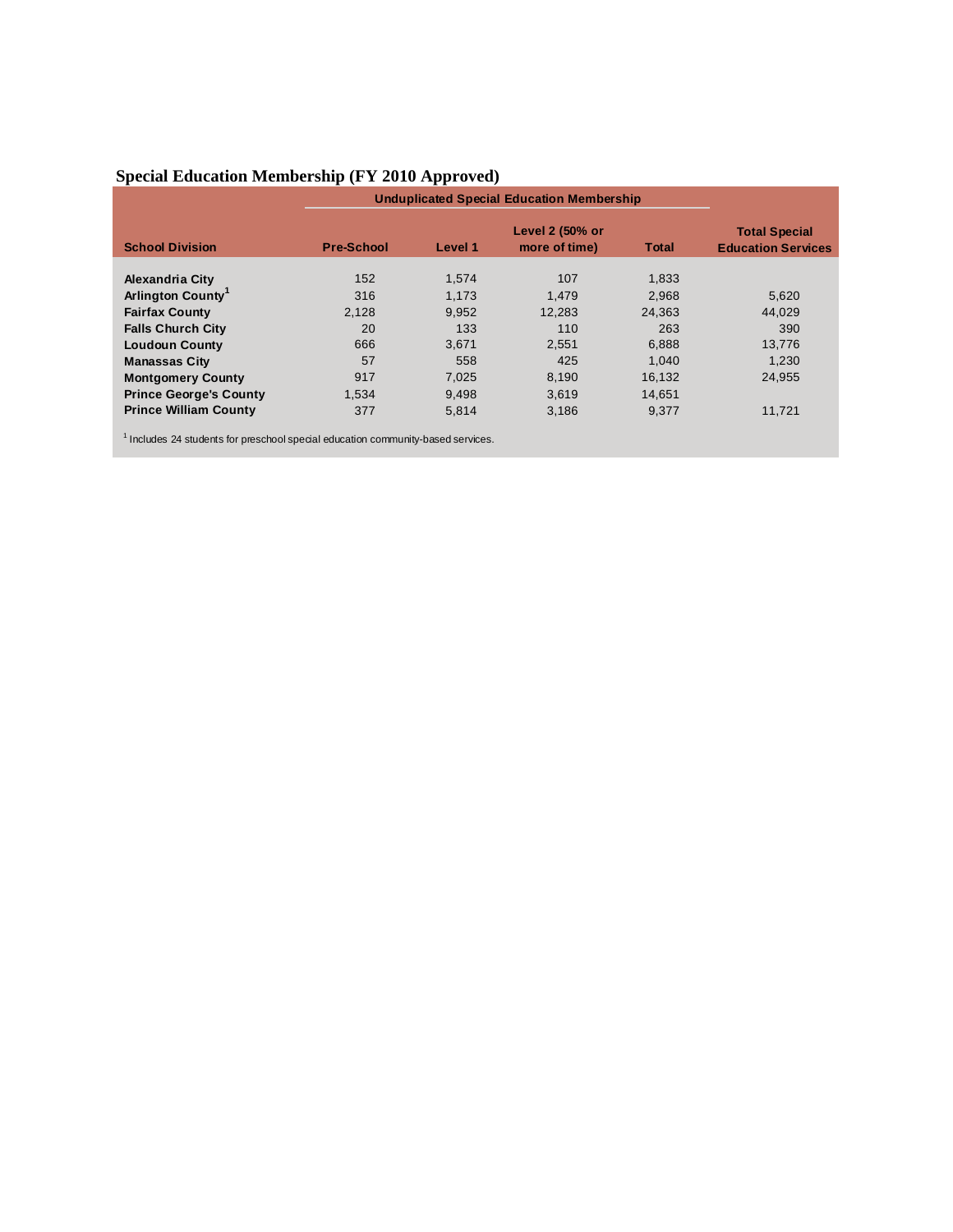## Special Education Membership (FY 2010 Approved)

| | Unduplicated Special Education Membership | | | | |
|---|---|---|---|---|---|
| **School Division** | **Pre-School** | **Level 1** | **Level 2 (50% or more of time)** | **Total** | **Total Special Education Services** |
| **Alexandria City** | 152 | 1,574 | 107 | 1,833 | |
| **Arlington County**[1] | 316 | 1,173 | 1,479 | 2,968 | 5,620 |
| **Fairfax County** | 2,128 | 9,952 | 12,283 | 24,363 | 44,029 |
| **Falls Church City** | 20 | 133 | 110 | 263 | 390 |
| **Loudoun County** | 666 | 3,671 | 2,551 | 6,888 | 13,776 |
| **Manassas City** | 57 | 558 | 425 | 1,040 | 1,230 |
| **Montgomery County** | 917 | 7,025 | 8,190 | 16,132 | 24,955 |
| **Prince George's County** | 1,534 | 9,498 | 3,619 | 14,651 | |
| **Prince William County** | 377 | 5,814 | 3,186 | 9,377 | 11,721 |

[1] Includes 24 students for preschool special education community-based services.